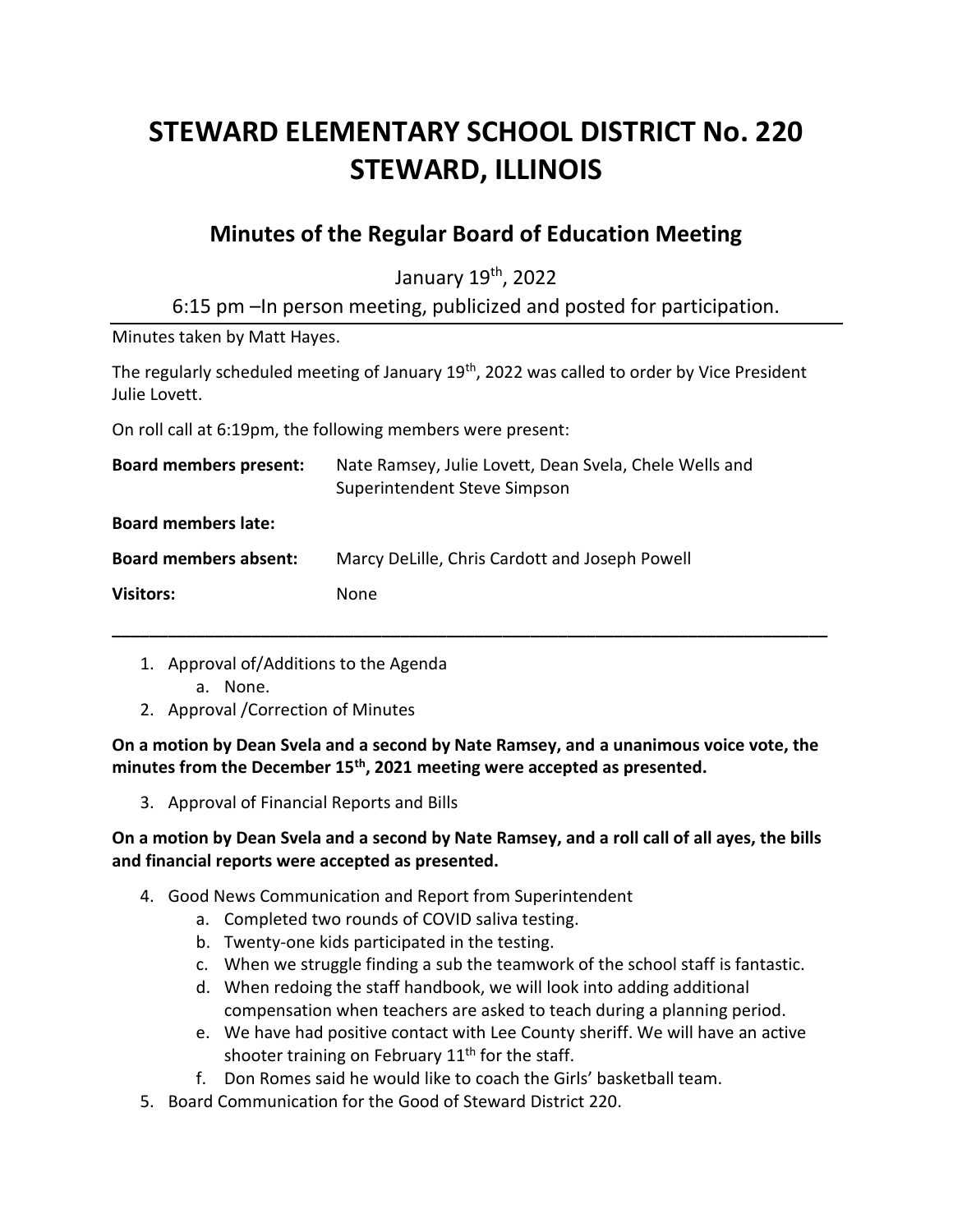# STEWARD ELEMENTARY SCHOOL DISTRICT No. 220
# STEWARD, ILLINOIS

## Minutes of the Regular Board of Education Meeting

January 19th, 2022

6:15 pm –In person meeting, publicized and posted for participation.

---

Minutes taken by Matt Hayes.

The regularly scheduled meeting of January 19th, 2022 was called to order by Vice President Julie Lovett.

On roll call at 6:19pm, the following members were present:

| | |
|---|---|
| **Board members present:** | Nate Ramsey, Julie Lovett, Dean Svela, Chele Wells and Superintendent Steve Simpson |
| **Board members late:** | |
| **Board members absent:** | Marcy DeLille, Chris Cardott and Joseph Powell |
| **Visitors:** | None |

---

1. Approval of/Additions to the Agenda
   a. None.
2. Approval /Correction of Minutes

**On a motion by Dean Svela and a second by Nate Ramsey, and a unanimous voice vote, the minutes from the December 15th, 2021 meeting were accepted as presented.**

3. Approval of Financial Reports and Bills

**On a motion by Dean Svela and a second by Nate Ramsey, and a roll call of all ayes, the bills and financial reports were accepted as presented.**

4. Good News Communication and Report from Superintendent
   a. Completed two rounds of COVID saliva testing.
   b. Twenty-one kids participated in the testing.
   c. When we struggle finding a sub the teamwork of the school staff is fantastic.
   d. When redoing the staff handbook, we will look into adding additional compensation when teachers are asked to teach during a planning period.
   e. We have had positive contact with Lee County sheriff. We will have an active shooter training on February 11th for the staff.
   f. Don Romes said he would like to coach the Girls' basketball team.
5. Board Communication for the Good of Steward District 220.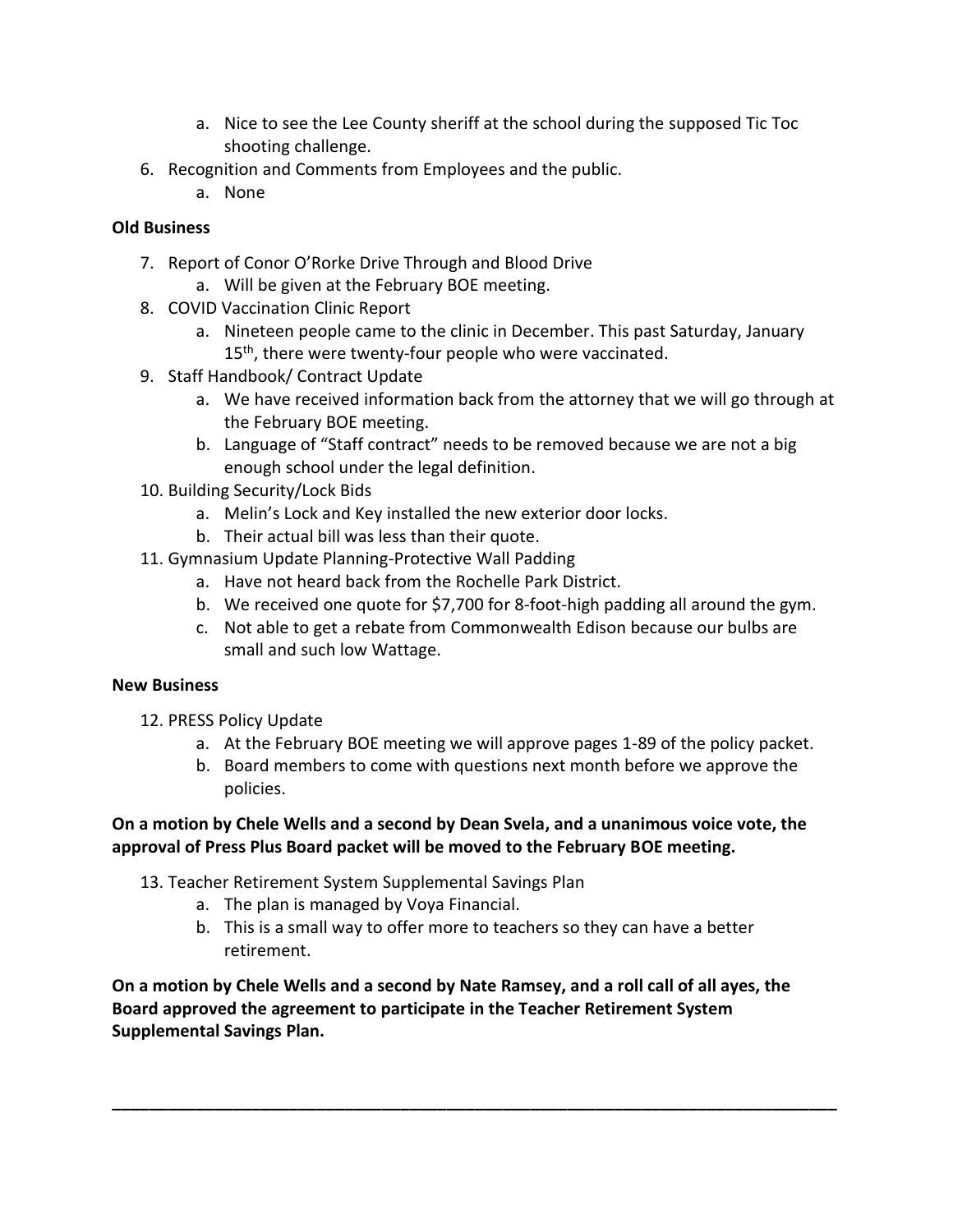a. Nice to see the Lee County sheriff at the school during the supposed Tic Toc shooting challenge.
6. Recognition and Comments from Employees and the public.
   a. None

**Old Business**

7. Report of Conor O'Rorke Drive Through and Blood Drive
   a. Will be given at the February BOE meeting.
8. COVID Vaccination Clinic Report
   a. Nineteen people came to the clinic in December. This past Saturday, January 15th, there were twenty-four people who were vaccinated.
9. Staff Handbook/ Contract Update
   a. We have received information back from the attorney that we will go through at the February BOE meeting.
   b. Language of "Staff contract" needs to be removed because we are not a big enough school under the legal definition.
10. Building Security/Lock Bids
    a. Melin's Lock and Key installed the new exterior door locks.
    b. Their actual bill was less than their quote.
11. Gymnasium Update Planning-Protective Wall Padding
    a. Have not heard back from the Rochelle Park District.
    b. We received one quote for $7,700 for 8-foot-high padding all around the gym.
    c. Not able to get a rebate from Commonwealth Edison because our bulbs are small and such low Wattage.

**New Business**

12. PRESS Policy Update
    a. At the February BOE meeting we will approve pages 1-89 of the policy packet.
    b. Board members to come with questions next month before we approve the policies.

**On a motion by Chele Wells and a second by Dean Svela, and a unanimous voice vote, the approval of Press Plus Board packet will be moved to the February BOE meeting.**

13. Teacher Retirement System Supplemental Savings Plan
    a. The plan is managed by Voya Financial.
    b. This is a small way to offer more to teachers so they can have a better retirement.

**On a motion by Chele Wells and a second by Nate Ramsey, and a roll call of all ayes, the Board approved the agreement to participate in the Teacher Retirement System Supplemental Savings Plan.**

---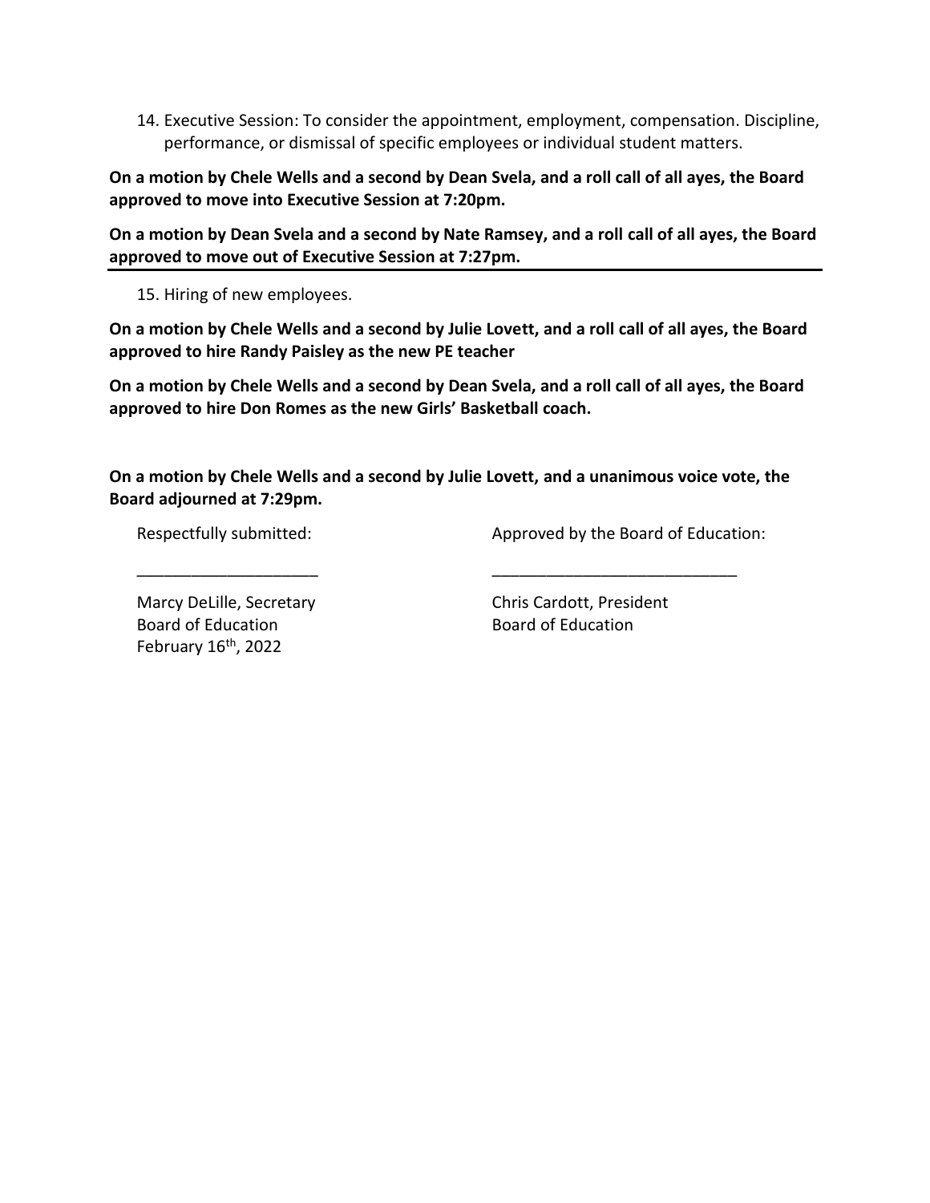14. Executive Session: To consider the appointment, employment, compensation. Discipline, performance, or dismissal of specific employees or individual student matters.

**On a motion by Chele Wells and a second by Dean Svela, and a roll call of all ayes, the Board approved to move into Executive Session at 7:20pm.**

**On a motion by Dean Svela and a second by Nate Ramsey, and a roll call of all ayes, the Board approved to move out of Executive Session at 7:27pm.**

---

15. Hiring of new employees.

**On a motion by Chele Wells and a second by Julie Lovett, and a roll call of all ayes, the Board approved to hire Randy Paisley as the new PE teacher**

**On a motion by Chele Wells and a second by Dean Svela, and a roll call of all ayes, the Board approved to hire Don Romes as the new Girls' Basketball coach.**

**On a motion by Chele Wells and a second by Julie Lovett, and a unanimous voice vote, the Board adjourned at 7:29pm.**

Respectfully submitted:

____________________

Marcy DeLille, Secretary
Board of Education
February 16th, 2022

Approved by the Board of Education:

___________________________

Chris Cardott, President
Board of Education